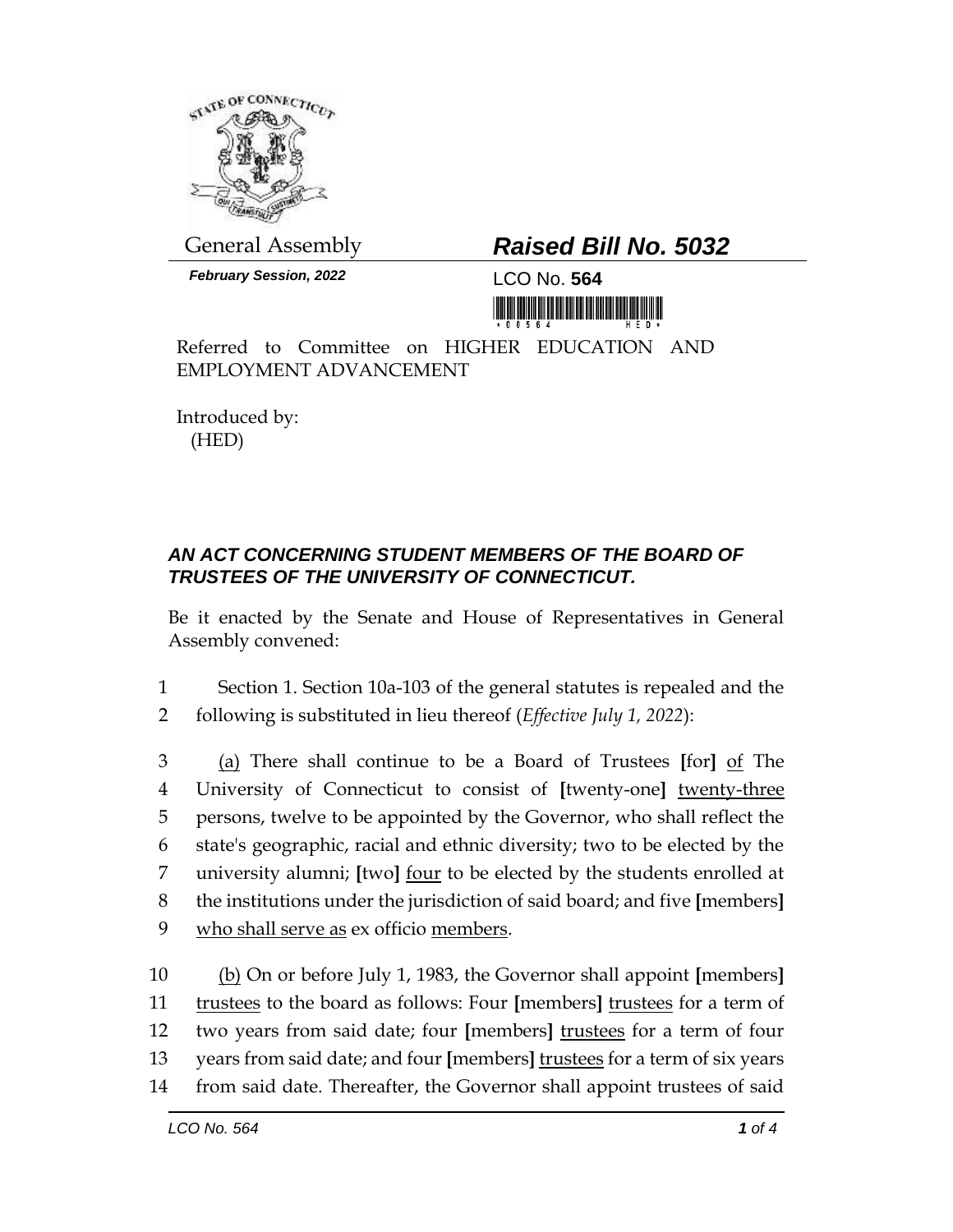General Assembly

***Raised Bill No. 5032***

***February Session, 2022***

LCO No. **564**

Referred to Committee on HIGHER EDUCATION AND EMPLOYMENT ADVANCEMENT

Introduced by:
(HED)

## *AN ACT CONCERNING STUDENT MEMBERS OF THE BOARD OF TRUSTEES OF THE UNIVERSITY OF CONNECTICUT.*

Be it enacted by the Senate and House of Representatives in General Assembly convened:

1 Section 1. Section 10a-103 of the general statutes is repealed and the
2 following is substituted in lieu thereof (*Effective July 1, 2022*):

3 <u>(a)</u> There shall continue to be a Board of Trustees **[**for**]** <u>of</u> The
4 University of Connecticut to consist of **[**twenty-one**]** <u>twenty-three</u>
5 persons, twelve to be appointed by the Governor, who shall reflect the
6 state's geographic, racial and ethnic diversity; two to be elected by the
7 university alumni; **[**two**]** <u>four</u> to be elected by the students enrolled at
8 the institutions under the jurisdiction of said board; and five **[**members**]**
9 <u>who shall serve as</u> ex officio <u>members</u>.

10 <u>(b)</u> On or before July 1, 1983, the Governor shall appoint **[**members**]**
11 <u>trustees</u> to the board as follows: Four **[**members**]** <u>trustees</u> for a term of
12 two years from said date; four **[**members**]** <u>trustees</u> for a term of four
13 years from said date; and four **[**members**]** <u>trustees</u> for a term of six years
14 from said date. Thereafter, the Governor shall appoint trustees of said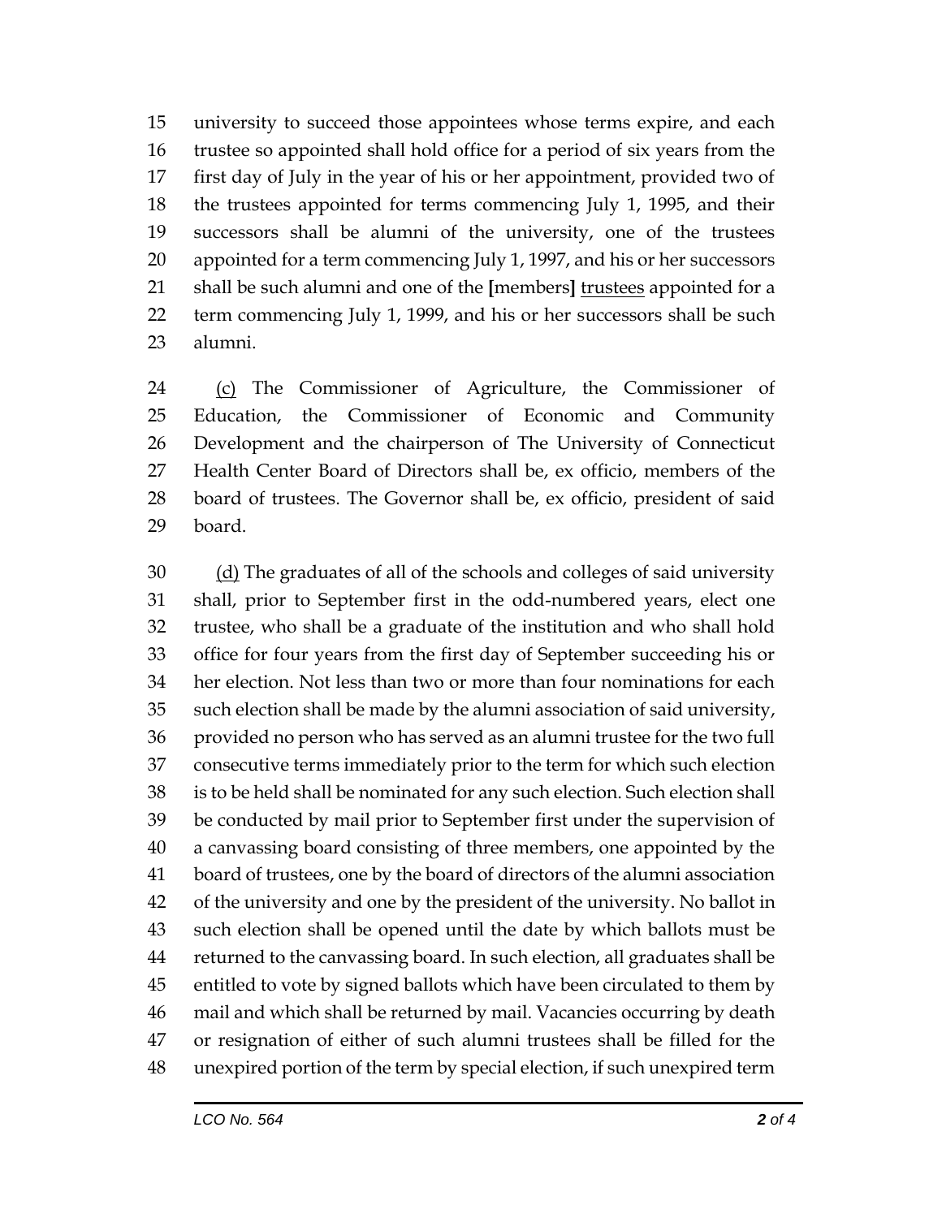university to succeed those appointees whose terms expire, and each trustee so appointed shall hold office for a period of six years from the first day of July in the year of his or her appointment, provided two of the trustees appointed for terms commencing July 1, 1995, and their successors shall be alumni of the university, one of the trustees appointed for a term commencing July 1, 1997, and his or her successors shall be such alumni and one of the **[**members**]** <u>trustees</u> appointed for a term commencing July 1, 1999, and his or her successors shall be such alumni.

<u>(c)</u> The Commissioner of Agriculture, the Commissioner of Education, the Commissioner of Economic and Community Development and the chairperson of The University of Connecticut Health Center Board of Directors shall be, ex officio, members of the board of trustees. The Governor shall be, ex officio, president of said board.

<u>(d)</u> The graduates of all of the schools and colleges of said university shall, prior to September first in the odd-numbered years, elect one trustee, who shall be a graduate of the institution and who shall hold office for four years from the first day of September succeeding his or her election. Not less than two or more than four nominations for each such election shall be made by the alumni association of said university, provided no person who has served as an alumni trustee for the two full consecutive terms immediately prior to the term for which such election is to be held shall be nominated for any such election. Such election shall be conducted by mail prior to September first under the supervision of a canvassing board consisting of three members, one appointed by the board of trustees, one by the board of directors of the alumni association of the university and one by the president of the university. No ballot in such election shall be opened until the date by which ballots must be returned to the canvassing board. In such election, all graduates shall be entitled to vote by signed ballots which have been circulated to them by mail and which shall be returned by mail. Vacancies occurring by death or resignation of either of such alumni trustees shall be filled for the unexpired portion of the term by special election, if such unexpired term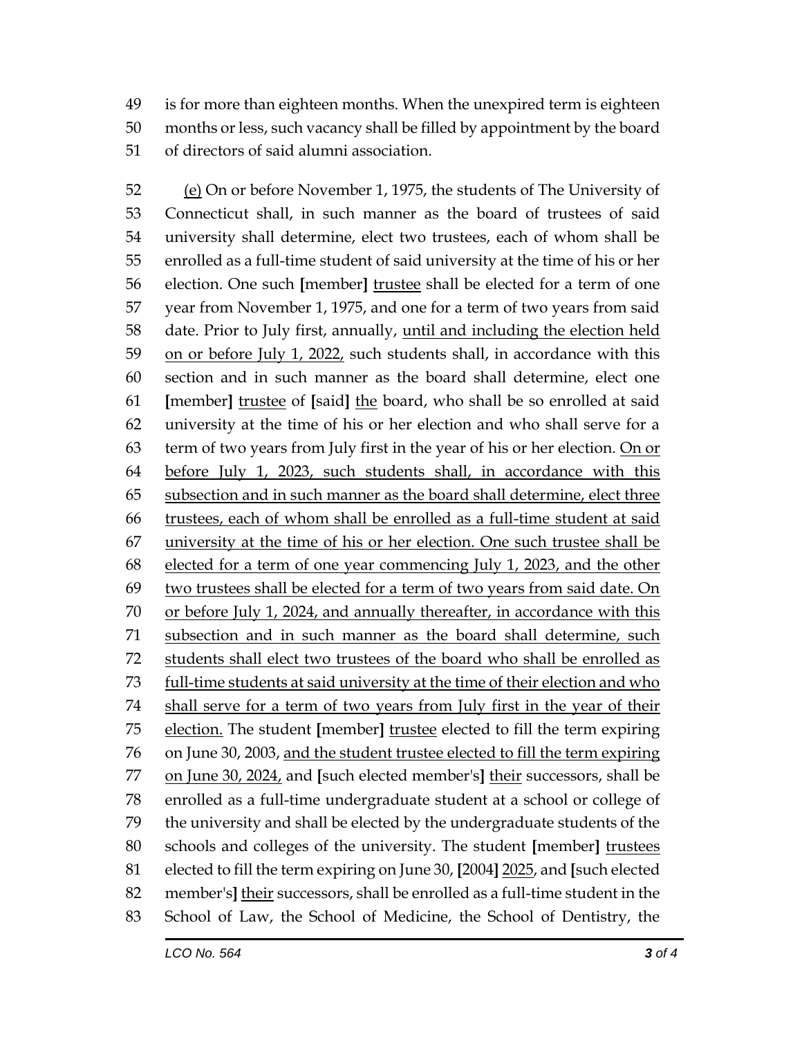is for more than eighteen months. When the unexpired term is eighteen months or less, such vacancy shall be filled by appointment by the board of directors of said alumni association.

<u>(e)</u> On or before November 1, 1975, the students of The University of Connecticut shall, in such manner as the board of trustees of said university shall determine, elect two trustees, each of whom shall be enrolled as a full-time student of said university at the time of his or her election. One such **[**member**]** <u>trustee</u> shall be elected for a term of one year from November 1, 1975, and one for a term of two years from said date. Prior to July first, annually, <u>until and including the election held on or before July 1, 2022,</u> such students shall, in accordance with this section and in such manner as the board shall determine, elect one **[**member**]** <u>trustee</u> of **[**said**]** <u>the</u> board, who shall be so enrolled at said university at the time of his or her election and who shall serve for a term of two years from July first in the year of his or her election. <u>On or before July 1, 2023, such students shall, in accordance with this subsection and in such manner as the board shall determine, elect three trustees, each of whom shall be enrolled as a full-time student at said university at the time of his or her election. One such trustee shall be elected for a term of one year commencing July 1, 2023, and the other two trustees shall be elected for a term of two years from said date. On or before July 1, 2024, and annually thereafter, in accordance with this subsection and in such manner as the board shall determine, such students shall elect two trustees of the board who shall be enrolled as full-time students at said university at the time of their election and who shall serve for a term of two years from July first in the year of their election.</u> The student **[**member**]** <u>trustee</u> elected to fill the term expiring on June 30, 2003, <u>and the student trustee elected to fill the term expiring on June 30, 2024,</u> and **[**such elected member's**]** <u>their</u> successors, shall be enrolled as a full-time undergraduate student at a school or college of the university and shall be elected by the undergraduate students of the schools and colleges of the university. The student **[**member**]** <u>trustees</u> elected to fill the term expiring on June 30, **[**2004**]** <u>2025</u>, and **[**such elected member's**]** <u>their</u> successors, shall be enrolled as a full-time student in the School of Law, the School of Medicine, the School of Dentistry, the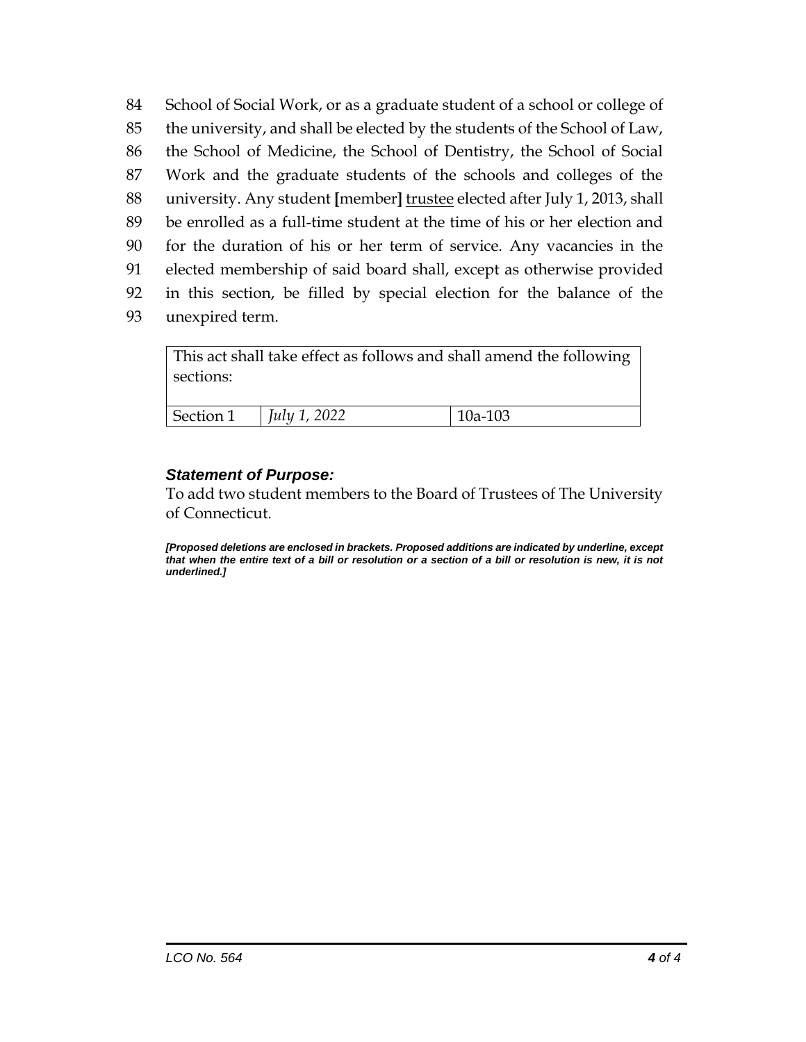84 School of Social Work, or as a graduate student of a school or college of
85 the university, and shall be elected by the students of the School of Law,
86 the School of Medicine, the School of Dentistry, the School of Social
87 Work and the graduate students of the schools and colleges of the
88 university. Any student **[**member**]** <u>trustee</u> elected after July 1, 2013, shall
89 be enrolled as a full-time student at the time of his or her election and
90 for the duration of his or her term of service. Any vacancies in the
91 elected membership of said board shall, except as otherwise provided
92 in this section, be filled by special election for the balance of the
93 unexpired term.

| This act shall take effect as follows and shall amend the following sections: | | |
|---|---|---|
| Section 1 | *July 1, 2022* | 10a-103 |

### *Statement of Purpose:*

To add two student members to the Board of Trustees of The University of Connecticut.

***[Proposed deletions are enclosed in brackets. Proposed additions are indicated by underline, except that when the entire text of a bill or resolution or a section of a bill or resolution is new, it is not underlined.]***